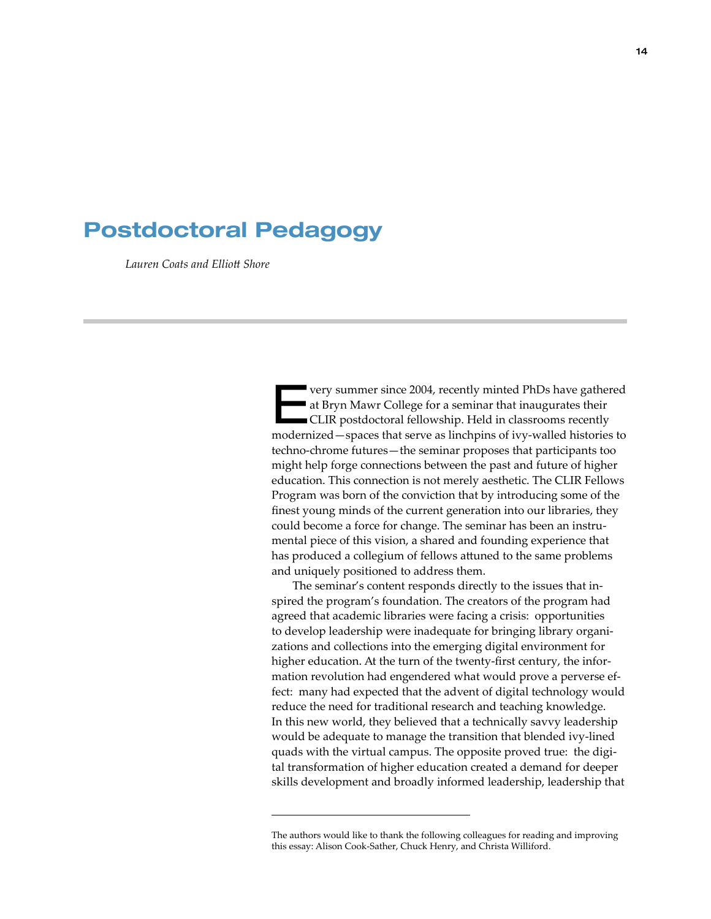# Postdoctoral Pedagogy

*Lauren Coats and Elliott Shore*

Every summer since 2004, recently minted PhDs have gathered at Bryn Mawr College for a seminar that inaugurates their CLIR postdoctoral fellowship. Held in classrooms recently modernized—spaces that serve as linchpins of ivy-walled histories to techno-chrome futures—the seminar proposes that participants too might help forge connections between the past and future of higher education. This connection is not merely aesthetic. The CLIR Fellows Program was born of the conviction that by introducing some of the finest young minds of the current generation into our libraries, they could become a force for change. The seminar has been an instrumental piece of this vision, a shared and founding experience that has produced a collegium of fellows attuned to the same problems and uniquely positioned to address them.

The seminar's content responds directly to the issues that inspired the program's foundation. The creators of the program had agreed that academic libraries were facing a crisis: opportunities to develop leadership were inadequate for bringing library organizations and collections into the emerging digital environment for higher education. At the turn of the twenty-first century, the information revolution had engendered what would prove a perverse effect: many had expected that the advent of digital technology would reduce the need for traditional research and teaching knowledge. In this new world, they believed that a technically savvy leadership would be adequate to manage the transition that blended ivy-lined quads with the virtual campus. The opposite proved true: the digital transformation of higher education created a demand for deeper skills development and broadly informed leadership, leadership that

The authors would like to thank the following colleagues for reading and improving this essay: Alison Cook-Sather, Chuck Henry, and Christa Williford.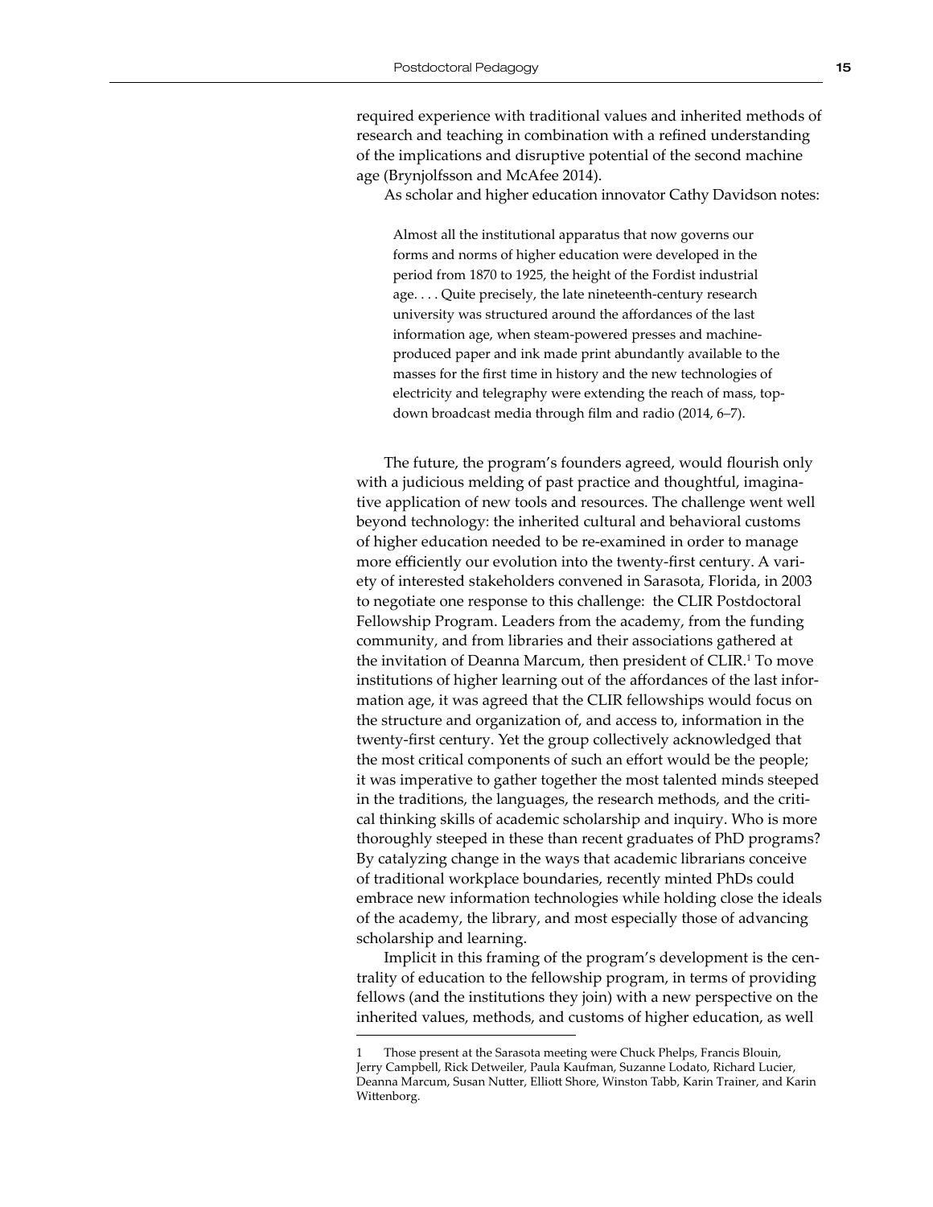required experience with traditional values and inherited methods of research and teaching in combination with a refined understanding of the implications and disruptive potential of the second machine age (Brynjolfsson and McAfee 2014).

As scholar and higher education innovator Cathy Davidson notes:

> Almost all the institutional apparatus that now governs our forms and norms of higher education were developed in the period from 1870 to 1925, the height of the Fordist industrial age. . . . Quite precisely, the late nineteenth-century research university was structured around the affordances of the last information age, when steam-powered presses and machine-produced paper and ink made print abundantly available to the masses for the first time in history and the new technologies of electricity and telegraphy were extending the reach of mass, top-down broadcast media through film and radio (2014, 6–7).

The future, the program's founders agreed, would flourish only with a judicious melding of past practice and thoughtful, imaginative application of new tools and resources. The challenge went well beyond technology: the inherited cultural and behavioral customs of higher education needed to be re-examined in order to manage more efficiently our evolution into the twenty-first century. A variety of interested stakeholders convened in Sarasota, Florida, in 2003 to negotiate one response to this challenge: the CLIR Postdoctoral Fellowship Program. Leaders from the academy, from the funding community, and from libraries and their associations gathered at the invitation of Deanna Marcum, then president of CLIR.[1] To move institutions of higher learning out of the affordances of the last information age, it was agreed that the CLIR fellowships would focus on the structure and organization of, and access to, information in the twenty-first century. Yet the group collectively acknowledged that the most critical components of such an effort would be the people; it was imperative to gather together the most talented minds steeped in the traditions, the languages, the research methods, and the critical thinking skills of academic scholarship and inquiry. Who is more thoroughly steeped in these than recent graduates of PhD programs? By catalyzing change in the ways that academic librarians conceive of traditional workplace boundaries, recently minted PhDs could embrace new information technologies while holding close the ideals of the academy, the library, and most especially those of advancing scholarship and learning.

Implicit in this framing of the program's development is the centrality of education to the fellowship program, in terms of providing fellows (and the institutions they join) with a new perspective on the inherited values, methods, and customs of higher education, as well

---

1 Those present at the Sarasota meeting were Chuck Phelps, Francis Blouin, Jerry Campbell, Rick Detweiler, Paula Kaufman, Suzanne Lodato, Richard Lucier, Deanna Marcum, Susan Nutter, Elliott Shore, Winston Tabb, Karin Trainer, and Karin Wittenborg.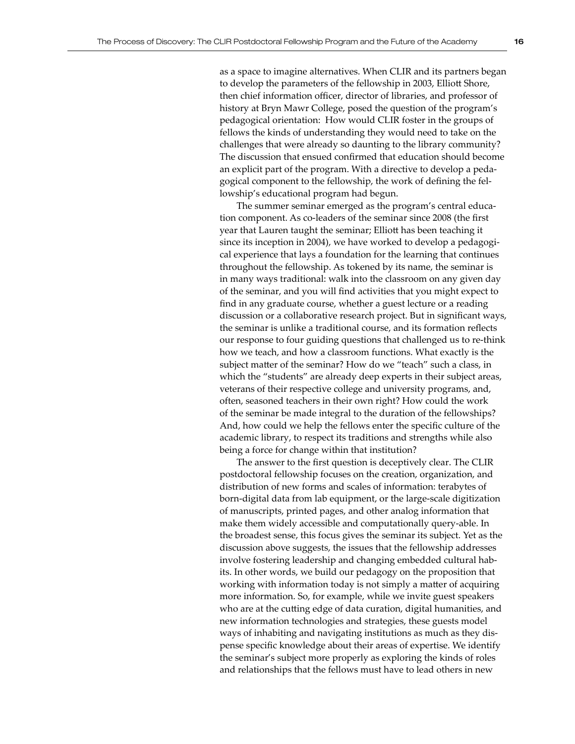as a space to imagine alternatives. When CLIR and its partners began to develop the parameters of the fellowship in 2003, Elliott Shore, then chief information officer, director of libraries, and professor of history at Bryn Mawr College, posed the question of the program's pedagogical orientation: How would CLIR foster in the groups of fellows the kinds of understanding they would need to take on the challenges that were already so daunting to the library community? The discussion that ensued confirmed that education should become an explicit part of the program. With a directive to develop a pedagogical component to the fellowship, the work of defining the fellowship's educational program had begun.

The summer seminar emerged as the program's central education component. As co-leaders of the seminar since 2008 (the first year that Lauren taught the seminar; Elliott has been teaching it since its inception in 2004), we have worked to develop a pedagogical experience that lays a foundation for the learning that continues throughout the fellowship. As tokened by its name, the seminar is in many ways traditional: walk into the classroom on any given day of the seminar, and you will find activities that you might expect to find in any graduate course, whether a guest lecture or a reading discussion or a collaborative research project. But in significant ways, the seminar is unlike a traditional course, and its formation reflects our response to four guiding questions that challenged us to re-think how we teach, and how a classroom functions. What exactly is the subject matter of the seminar? How do we "teach" such a class, in which the "students" are already deep experts in their subject areas, veterans of their respective college and university programs, and, often, seasoned teachers in their own right? How could the work of the seminar be made integral to the duration of the fellowships? And, how could we help the fellows enter the specific culture of the academic library, to respect its traditions and strengths while also being a force for change within that institution?

The answer to the first question is deceptively clear. The CLIR postdoctoral fellowship focuses on the creation, organization, and distribution of new forms and scales of information: terabytes of born-digital data from lab equipment, or the large-scale digitization of manuscripts, printed pages, and other analog information that make them widely accessible and computationally query-able. In the broadest sense, this focus gives the seminar its subject. Yet as the discussion above suggests, the issues that the fellowship addresses involve fostering leadership and changing embedded cultural habits. In other words, we build our pedagogy on the proposition that working with information today is not simply a matter of acquiring more information. So, for example, while we invite guest speakers who are at the cutting edge of data curation, digital humanities, and new information technologies and strategies, these guests model ways of inhabiting and navigating institutions as much as they dispense specific knowledge about their areas of expertise. We identify the seminar's subject more properly as exploring the kinds of roles and relationships that the fellows must have to lead others in new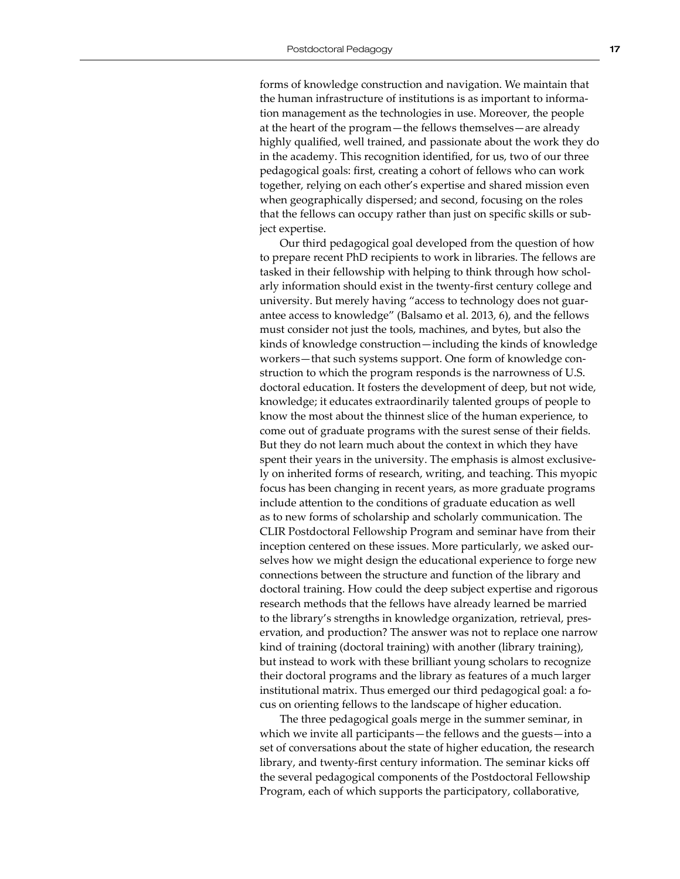forms of knowledge construction and navigation. We maintain that the human infrastructure of institutions is as important to information management as the technologies in use. Moreover, the people at the heart of the program—the fellows themselves—are already highly qualified, well trained, and passionate about the work they do in the academy. This recognition identified, for us, two of our three pedagogical goals: first, creating a cohort of fellows who can work together, relying on each other's expertise and shared mission even when geographically dispersed; and second, focusing on the roles that the fellows can occupy rather than just on specific skills or subject expertise.

Our third pedagogical goal developed from the question of how to prepare recent PhD recipients to work in libraries. The fellows are tasked in their fellowship with helping to think through how scholarly information should exist in the twenty-first century college and university. But merely having "access to technology does not guarantee access to knowledge" (Balsamo et al. 2013, 6), and the fellows must consider not just the tools, machines, and bytes, but also the kinds of knowledge construction—including the kinds of knowledge workers—that such systems support. One form of knowledge construction to which the program responds is the narrowness of U.S. doctoral education. It fosters the development of deep, but not wide, knowledge; it educates extraordinarily talented groups of people to know the most about the thinnest slice of the human experience, to come out of graduate programs with the surest sense of their fields. But they do not learn much about the context in which they have spent their years in the university. The emphasis is almost exclusively on inherited forms of research, writing, and teaching. This myopic focus has been changing in recent years, as more graduate programs include attention to the conditions of graduate education as well as to new forms of scholarship and scholarly communication. The CLIR Postdoctoral Fellowship Program and seminar have from their inception centered on these issues. More particularly, we asked ourselves how we might design the educational experience to forge new connections between the structure and function of the library and doctoral training. How could the deep subject expertise and rigorous research methods that the fellows have already learned be married to the library's strengths in knowledge organization, retrieval, preservation, and production? The answer was not to replace one narrow kind of training (doctoral training) with another (library training), but instead to work with these brilliant young scholars to recognize their doctoral programs and the library as features of a much larger institutional matrix. Thus emerged our third pedagogical goal: a focus on orienting fellows to the landscape of higher education.

The three pedagogical goals merge in the summer seminar, in which we invite all participants—the fellows and the guests—into a set of conversations about the state of higher education, the research library, and twenty-first century information. The seminar kicks off the several pedagogical components of the Postdoctoral Fellowship Program, each of which supports the participatory, collaborative,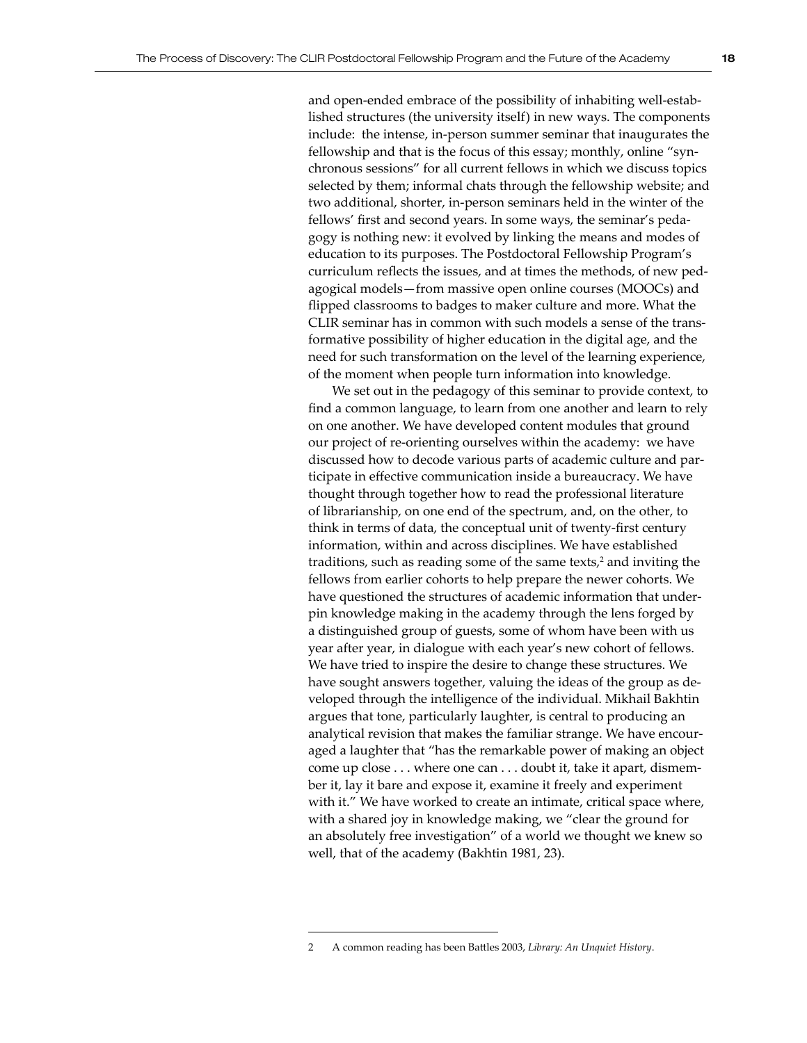and open-ended embrace of the possibility of inhabiting well-established structures (the university itself) in new ways. The components include: the intense, in-person summer seminar that inaugurates the fellowship and that is the focus of this essay; monthly, online "synchronous sessions" for all current fellows in which we discuss topics selected by them; informal chats through the fellowship website; and two additional, shorter, in-person seminars held in the winter of the fellows' first and second years. In some ways, the seminar's pedagogy is nothing new: it evolved by linking the means and modes of education to its purposes. The Postdoctoral Fellowship Program's curriculum reflects the issues, and at times the methods, of new pedagogical models—from massive open online courses (MOOCs) and flipped classrooms to badges to maker culture and more. What the CLIR seminar has in common with such models a sense of the transformative possibility of higher education in the digital age, and the need for such transformation on the level of the learning experience, of the moment when people turn information into knowledge.

We set out in the pedagogy of this seminar to provide context, to find a common language, to learn from one another and learn to rely on one another. We have developed content modules that ground our project of re-orienting ourselves within the academy: we have discussed how to decode various parts of academic culture and participate in effective communication inside a bureaucracy. We have thought through together how to read the professional literature of librarianship, on one end of the spectrum, and, on the other, to think in terms of data, the conceptual unit of twenty-first century information, within and across disciplines. We have established traditions, such as reading some of the same texts,[2] and inviting the fellows from earlier cohorts to help prepare the newer cohorts. We have questioned the structures of academic information that underpin knowledge making in the academy through the lens forged by a distinguished group of guests, some of whom have been with us year after year, in dialogue with each year's new cohort of fellows. We have tried to inspire the desire to change these structures. We have sought answers together, valuing the ideas of the group as developed through the intelligence of the individual. Mikhail Bakhtin argues that tone, particularly laughter, is central to producing an analytical revision that makes the familiar strange. We have encouraged a laughter that "has the remarkable power of making an object come up close . . . where one can . . . doubt it, take it apart, dismember it, lay it bare and expose it, examine it freely and experiment with it." We have worked to create an intimate, critical space where, with a shared joy in knowledge making, we "clear the ground for an absolutely free investigation" of a world we thought we knew so well, that of the academy (Bakhtin 1981, 23).

---

2 A common reading has been Battles 2003, *Library: An Unquiet History*.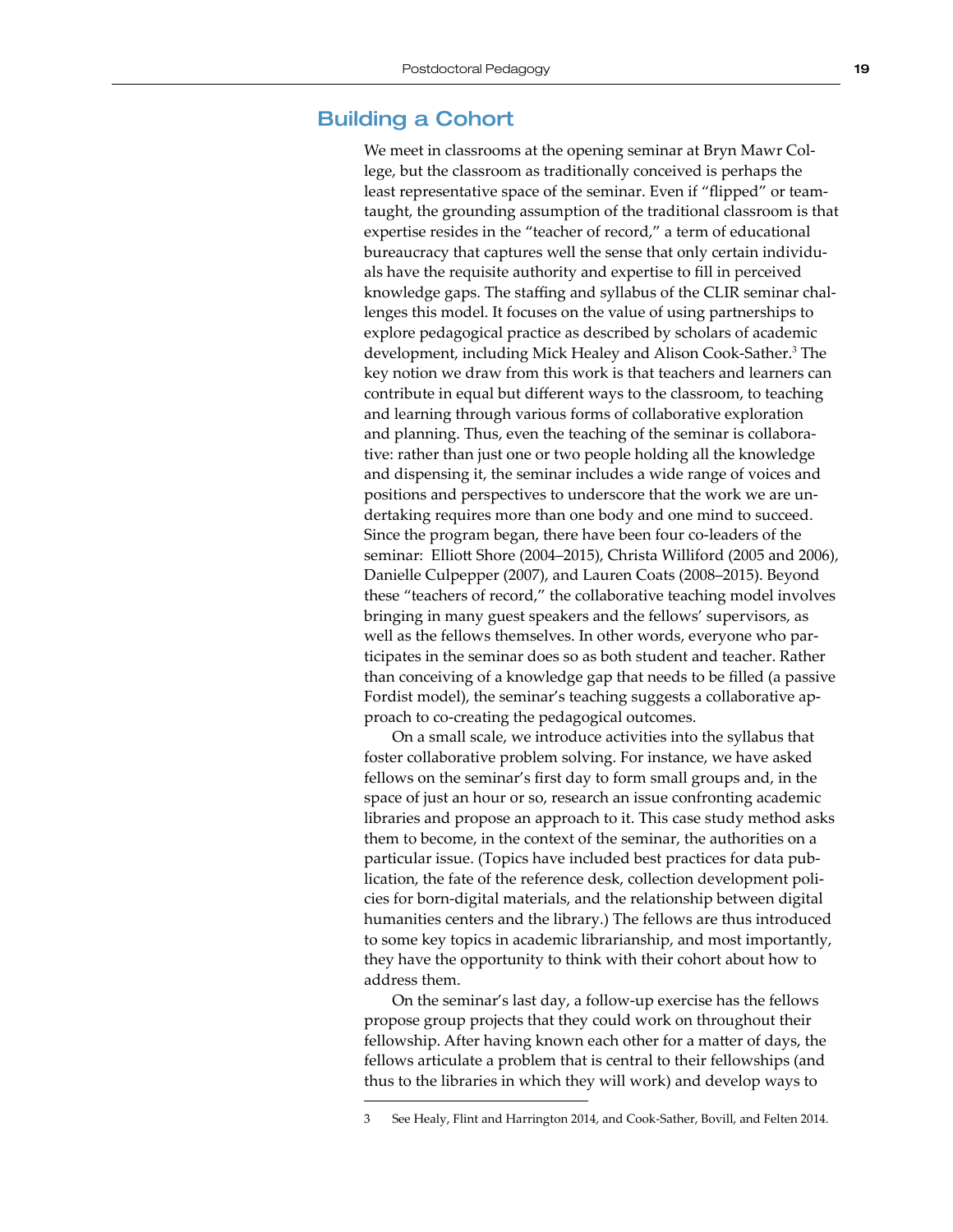## Building a Cohort

We meet in classrooms at the opening seminar at Bryn Mawr College, but the classroom as traditionally conceived is perhaps the least representative space of the seminar. Even if "flipped" or team-taught, the grounding assumption of the traditional classroom is that expertise resides in the "teacher of record," a term of educational bureaucracy that captures well the sense that only certain individuals have the requisite authority and expertise to fill in perceived knowledge gaps. The staffing and syllabus of the CLIR seminar challenges this model. It focuses on the value of using partnerships to explore pedagogical practice as described by scholars of academic development, including Mick Healey and Alison Cook-Sather.[3] The key notion we draw from this work is that teachers and learners can contribute in equal but different ways to the classroom, to teaching and learning through various forms of collaborative exploration and planning. Thus, even the teaching of the seminar is collaborative: rather than just one or two people holding all the knowledge and dispensing it, the seminar includes a wide range of voices and positions and perspectives to underscore that the work we are undertaking requires more than one body and one mind to succeed. Since the program began, there have been four co-leaders of the seminar: Elliott Shore (2004–2015), Christa Williford (2005 and 2006), Danielle Culpepper (2007), and Lauren Coats (2008–2015). Beyond these "teachers of record," the collaborative teaching model involves bringing in many guest speakers and the fellows' supervisors, as well as the fellows themselves. In other words, everyone who participates in the seminar does so as both student and teacher. Rather than conceiving of a knowledge gap that needs to be filled (a passive Fordist model), the seminar's teaching suggests a collaborative approach to co-creating the pedagogical outcomes.

On a small scale, we introduce activities into the syllabus that foster collaborative problem solving. For instance, we have asked fellows on the seminar's first day to form small groups and, in the space of just an hour or so, research an issue confronting academic libraries and propose an approach to it. This case study method asks them to become, in the context of the seminar, the authorities on a particular issue. (Topics have included best practices for data publication, the fate of the reference desk, collection development policies for born-digital materials, and the relationship between digital humanities centers and the library.) The fellows are thus introduced to some key topics in academic librarianship, and most importantly, they have the opportunity to think with their cohort about how to address them.

On the seminar's last day, a follow-up exercise has the fellows propose group projects that they could work on throughout their fellowship. After having known each other for a matter of days, the fellows articulate a problem that is central to their fellowships (and thus to the libraries in which they will work) and develop ways to

---

3 See Healy, Flint and Harrington 2014, and Cook-Sather, Bovill, and Felten 2014.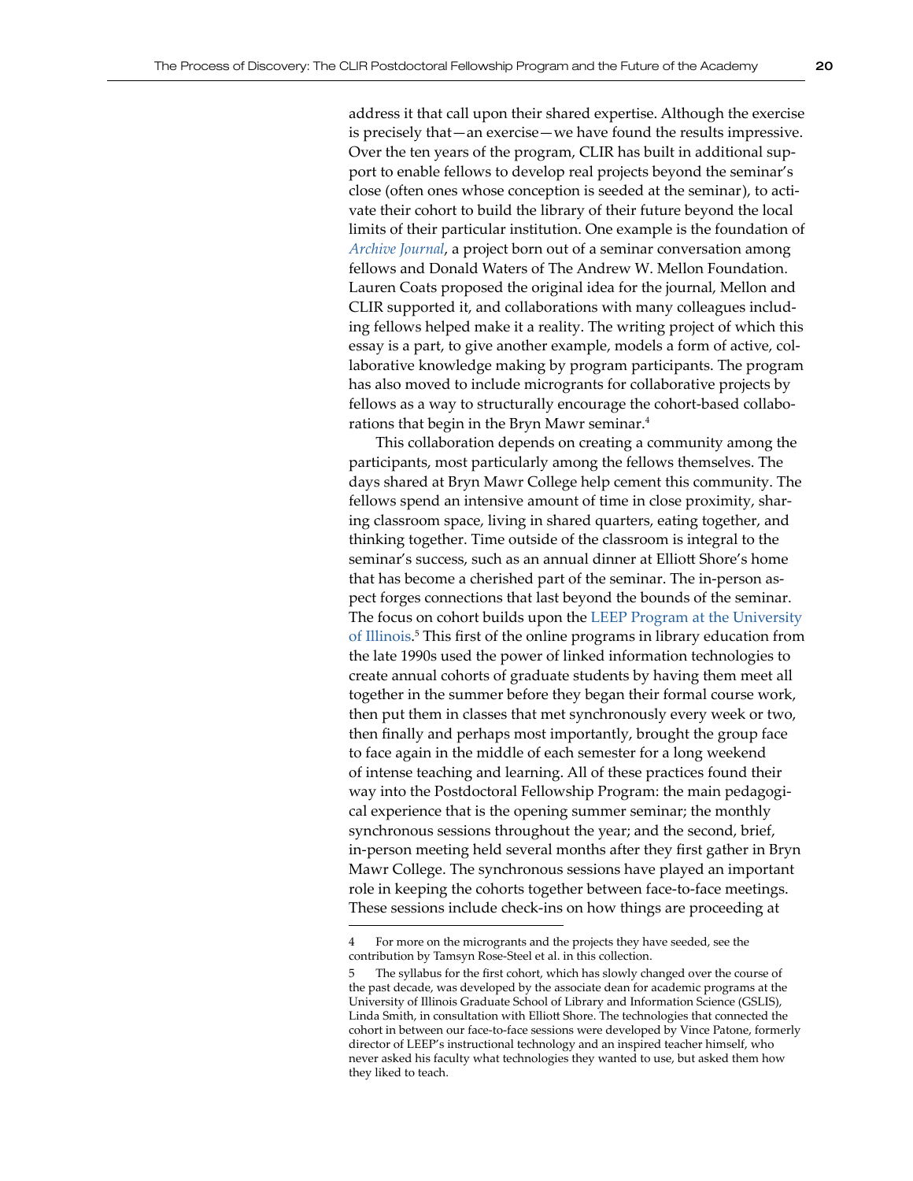address it that call upon their shared expertise. Although the exercise is precisely that—an exercise—we have found the results impressive. Over the ten years of the program, CLIR has built in additional support to enable fellows to develop real projects beyond the seminar's close (often ones whose conception is seeded at the seminar), to activate their cohort to build the library of their future beyond the local limits of their particular institution. One example is the foundation of *Archive Journal*, a project born out of a seminar conversation among fellows and Donald Waters of The Andrew W. Mellon Foundation. Lauren Coats proposed the original idea for the journal, Mellon and CLIR supported it, and collaborations with many colleagues including fellows helped make it a reality. The writing project of which this essay is a part, to give another example, models a form of active, collaborative knowledge making by program participants. The program has also moved to include micrograntsfor collaborative projects by fellows as a way to structurally encourage the cohort-based collaborations that begin in the Bryn Mawr seminar.[4]

This collaboration depends on creating a community among the participants, most particularly among the fellows themselves. The days shared at Bryn Mawr College help cement this community. The fellows spend an intensive amount of time in close proximity, sharing classroom space, living in shared quarters, eating together, and thinking together. Time outside of the classroom is integral to the seminar's success, such as an annual dinner at Elliott Shore's home that has become a cherished part of the seminar. The in-person aspect forges connections that last beyond the bounds of the seminar. The focus on cohort builds upon the LEEP Program at the University of Illinois.[5] This first of the online programs in library education from the late 1990s used the power of linked information technologies to create annual cohorts of graduate students by having them meet all together in the summer before they began their formal course work, then put them in classes that met synchronously every week or two, then finally and perhaps most importantly, brought the group face to face again in the middle of each semester for a long weekend of intense teaching and learning. All of these practices found their way into the Postdoctoral Fellowship Program: the main pedagogical experience that is the opening summer seminar; the monthly synchronous sessions throughout the year; and the second, brief, in-person meeting held several months after they first gather in Bryn Mawr College. The synchronous sessions have played an important role in keeping the cohorts together between face-to-face meetings. These sessions include check-ins on how things are proceeding at

---

4 For more on the micrograntsand the projects they have seeded, see the contribution by Tamsyn Rose-Steel et al. in this collection.

5 The syllabus for the first cohort, which has slowly changed over the course of the past decade, was developed by the associate dean for academic programs at the University of Illinois Graduate School of Library and Information Science (GSLIS), Linda Smith, in consultation with Elliott Shore. The technologies that connected the cohort in between our face-to-face sessions were developed by Vince Patone, formerly director of LEEP's instructional technology and an inspired teacher himself, who never asked his faculty what technologies they wanted to use, but asked them how they liked to teach.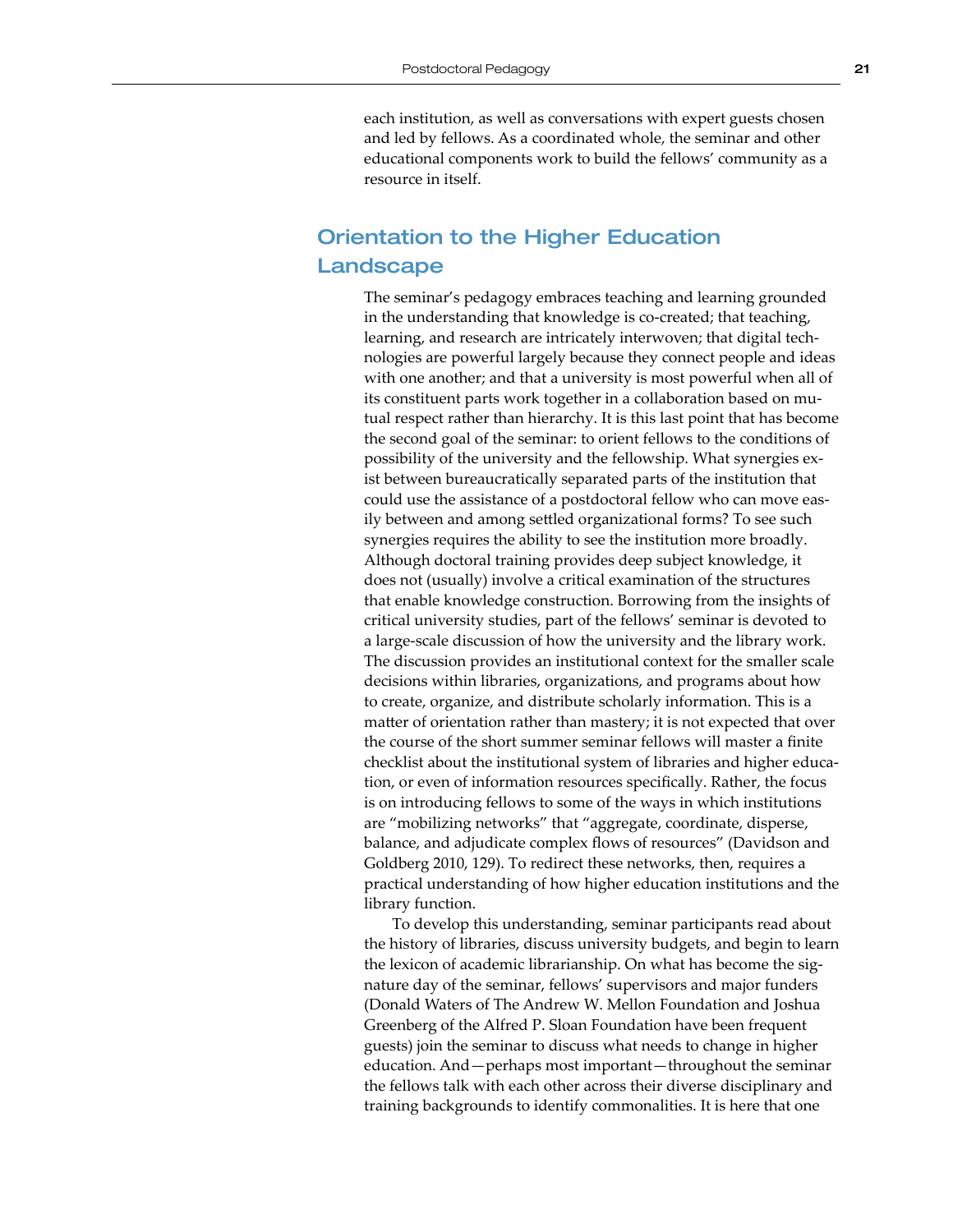each institution, as well as conversations with expert guests chosen and led by fellows. As a coordinated whole, the seminar and other educational components work to build the fellows' community as a resource in itself.

## Orientation to the Higher Education Landscape

The seminar's pedagogy embraces teaching and learning grounded in the understanding that knowledge is co-created; that teaching, learning, and research are intricately interwoven; that digital technologies are powerful largely because they connect people and ideas with one another; and that a university is most powerful when all of its constituent parts work together in a collaboration based on mutual respect rather than hierarchy. It is this last point that has become the second goal of the seminar: to orient fellows to the conditions of possibility of the university and the fellowship. What synergies exist between bureaucratically separated parts of the institution that could use the assistance of a postdoctoral fellow who can move easily between and among settled organizational forms? To see such synergies requires the ability to see the institution more broadly. Although doctoral training provides deep subject knowledge, it does not (usually) involve a critical examination of the structures that enable knowledge construction. Borrowing from the insights of critical university studies, part of the fellows' seminar is devoted to a large-scale discussion of how the university and the library work. The discussion provides an institutional context for the smaller scale decisions within libraries, organizations, and programs about how to create, organize, and distribute scholarly information. This is a matter of orientation rather than mastery; it is not expected that over the course of the short summer seminar fellows will master a finite checklist about the institutional system of libraries and higher education, or even of information resources specifically. Rather, the focus is on introducing fellows to some of the ways in which institutions are "mobilizing networks" that "aggregate, coordinate, disperse, balance, and adjudicate complex flows of resources" (Davidson and Goldberg 2010, 129). To redirect these networks, then, requires a practical understanding of how higher education institutions and the library function.

To develop this understanding, seminar participants read about the history of libraries, discuss university budgets, and begin to learn the lexicon of academic librarianship. On what has become the signature day of the seminar, fellows' supervisors and major funders (Donald Waters of The Andrew W. Mellon Foundation and Joshua Greenberg of the Alfred P. Sloan Foundation have been frequent guests) join the seminar to discuss what needs to change in higher education. And—perhaps most important—throughout the seminar the fellows talk with each other across their diverse disciplinary and training backgrounds to identify commonalities. It is here that one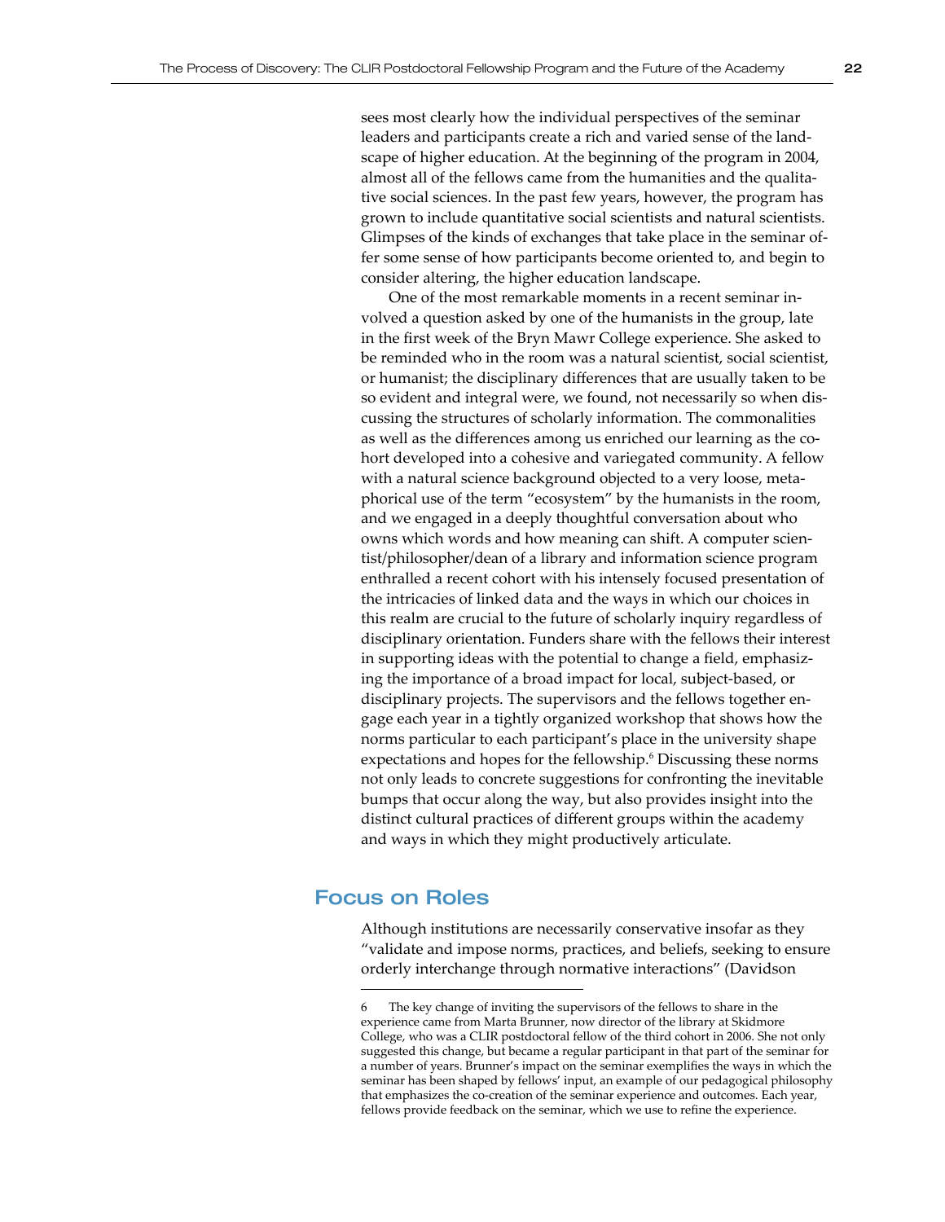sees most clearly how the individual perspectives of the seminar leaders and participants create a rich and varied sense of the landscape of higher education. At the beginning of the program in 2004, almost all of the fellows came from the humanities and the qualitative social sciences. In the past few years, however, the program has grown to include quantitative social scientists and natural scientists. Glimpses of the kinds of exchanges that take place in the seminar offer some sense of how participants become oriented to, and begin to consider altering, the higher education landscape.

One of the most remarkable moments in a recent seminar involved a question asked by one of the humanists in the group, late in the first week of the Bryn Mawr College experience. She asked to be reminded who in the room was a natural scientist, social scientist, or humanist; the disciplinary differences that are usually taken to be so evident and integral were, we found, not necessarily so when discussing the structures of scholarly information. The commonalities as well as the differences among us enriched our learning as the cohort developed into a cohesive and variegated community. A fellow with a natural science background objected to a very loose, metaphorical use of the term "ecosystem" by the humanists in the room, and we engaged in a deeply thoughtful conversation about who owns which words and how meaning can shift. A computer scientist/philosopher/dean of a library and information science program enthralled a recent cohort with his intensely focused presentation of the intricacies of linked data and the ways in which our choices in this realm are crucial to the future of scholarly inquiry regardless of disciplinary orientation. Funders share with the fellows their interest in supporting ideas with the potential to change a field, emphasizing the importance of a broad impact for local, subject-based, or disciplinary projects. The supervisors and the fellows together engage each year in a tightly organized workshop that shows how the norms particular to each participant's place in the university shape expectations and hopes for the fellowship.[6] Discussing these norms not only leads to concrete suggestions for confronting the inevitable bumps that occur along the way, but also provides insight into the distinct cultural practices of different groups within the academy and ways in which they might productively articulate.

## Focus on Roles

Although institutions are necessarily conservative insofar as they "validate and impose norms, practices, and beliefs, seeking to ensure orderly interchange through normative interactions" (Davidson

---

6 The key change of inviting the supervisors of the fellows to share in the experience came from Marta Brunner, now director of the library at Skidmore College, who was a CLIR postdoctoral fellow of the third cohort in 2006. She not only suggested this change, but became a regular participant in that part of the seminar for a number of years. Brunner's impact on the seminar exemplifies the ways in which the seminar has been shaped by fellows' input, an example of our pedagogical philosophy that emphasizes the co-creation of the seminar experience and outcomes. Each year, fellows provide feedback on the seminar, which we use to refine the experience.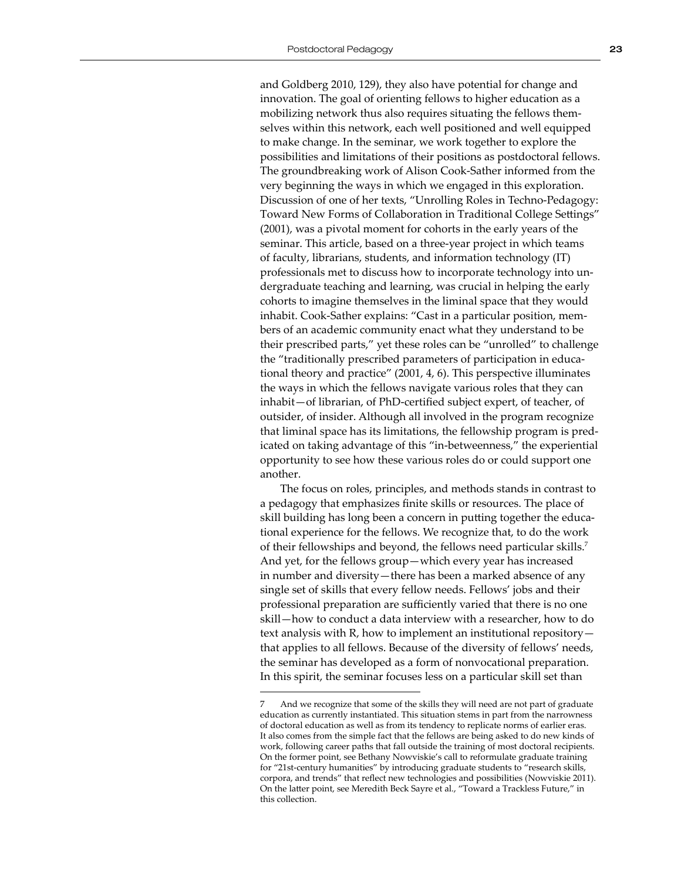and Goldberg 2010, 129), they also have potential for change and innovation. The goal of orienting fellows to higher education as a mobilizing network thus also requires situating the fellows themselves within this network, each well positioned and well equipped to make change. In the seminar, we work together to explore the possibilities and limitations of their positions as postdoctoral fellows. The groundbreaking work of Alison Cook-Sather informed from the very beginning the ways in which we engaged in this exploration. Discussion of one of her texts, "Unrolling Roles in Techno-Pedagogy: Toward New Forms of Collaboration in Traditional College Settings" (2001), was a pivotal moment for cohorts in the early years of the seminar. This article, based on a three-year project in which teams of faculty, librarians, students, and information technology (IT) professionals met to discuss how to incorporate technology into undergraduate teaching and learning, was crucial in helping the early cohorts to imagine themselves in the liminal space that they would inhabit. Cook-Sather explains: "Cast in a particular position, members of an academic community enact what they understand to be their prescribed parts," yet these roles can be "unrolled" to challenge the "traditionally prescribed parameters of participation in educational theory and practice" (2001, 4, 6). This perspective illuminates the ways in which the fellows navigate various roles that they can inhabit—of librarian, of PhD-certified subject expert, of teacher, of outsider, of insider. Although all involved in the program recognize that liminal space has its limitations, the fellowship program is predicated on taking advantage of this "in-betweenness," the experiential opportunity to see how these various roles do or could support one another.

The focus on roles, principles, and methods stands in contrast to a pedagogy that emphasizes finite skills or resources. The place of skill building has long been a concern in putting together the educational experience for the fellows. We recognize that, to do the work of their fellowships and beyond, the fellows need particular skills.[7] And yet, for the fellows group—which every year has increased in number and diversity—there has been a marked absence of any single set of skills that every fellow needs. Fellows' jobs and their professional preparation are sufficiently varied that there is no one skill—how to conduct a data interview with a researcher, how to do text analysis with R, how to implement an institutional repository—that applies to all fellows. Because of the diversity of fellows' needs, the seminar has developed as a form of nonvocational preparation. In this spirit, the seminar focuses less on a particular skill set than

7 And we recognize that some of the skills they will need are not part of graduate education as currently instantiated. This situation stems in part from the narrowness of doctoral education as well as from its tendency to replicate norms of earlier eras. It also comes from the simple fact that the fellows are being asked to do new kinds of work, following career paths that fall outside the training of most doctoral recipients. On the former point, see Bethany Nowviskie's call to reformulate graduate training for "21st-century humanities" by introducing graduate students to "research skills, corpora, and trends" that reflect new technologies and possibilities (Nowviskie 2011). On the latter point, see Meredith Beck Sayre et al., "Toward a Trackless Future," in this collection.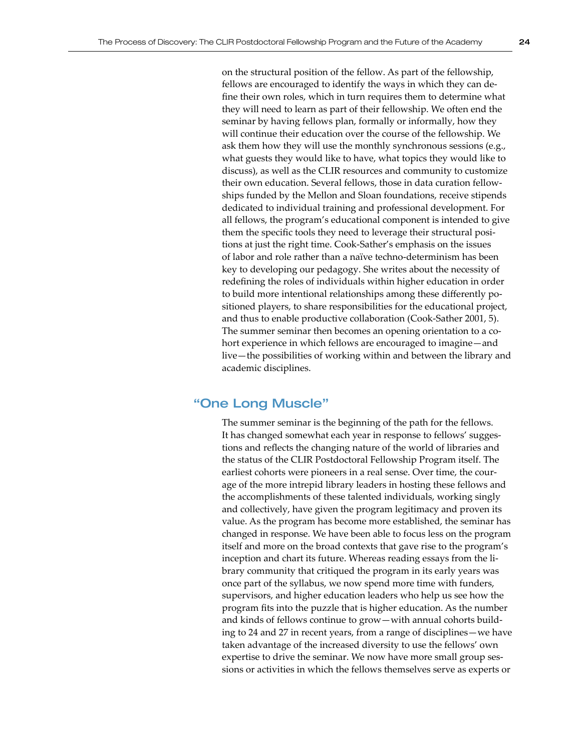on the structural position of the fellow. As part of the fellowship, fellows are encouraged to identify the ways in which they can define their own roles, which in turn requires them to determine what they will need to learn as part of their fellowship. We often end the seminar by having fellows plan, formally or informally, how they will continue their education over the course of the fellowship. We ask them how they will use the monthly synchronous sessions (e.g., what guests they would like to have, what topics they would like to discuss), as well as the CLIR resources and community to customize their own education. Several fellows, those in data curation fellowships funded by the Mellon and Sloan foundations, receive stipends dedicated to individual training and professional development. For all fellows, the program's educational component is intended to give them the specific tools they need to leverage their structural positions at just the right time. Cook-Sather's emphasis on the issues of labor and role rather than a naïve techno-determinism has been key to developing our pedagogy. She writes about the necessity of redefining the roles of individuals within higher education in order to build more intentional relationships among these differently positioned players, to share responsibilities for the educational project, and thus to enable productive collaboration (Cook-Sather 2001, 5). The summer seminar then becomes an opening orientation to a cohort experience in which fellows are encouraged to imagine—and live—the possibilities of working within and between the library and academic disciplines.

## "One Long Muscle"

The summer seminar is the beginning of the path for the fellows. It has changed somewhat each year in response to fellows' suggestions and reflects the changing nature of the world of libraries and the status of the CLIR Postdoctoral Fellowship Program itself. The earliest cohorts were pioneers in a real sense. Over time, the courage of the more intrepid library leaders in hosting these fellows and the accomplishments of these talented individuals, working singly and collectively, have given the program legitimacy and proven its value. As the program has become more established, the seminar has changed in response. We have been able to focus less on the program itself and more on the broad contexts that gave rise to the program's inception and chart its future. Whereas reading essays from the library community that critiqued the program in its early years was once part of the syllabus, we now spend more time with funders, supervisors, and higher education leaders who help us see how the program fits into the puzzle that is higher education. As the number and kinds of fellows continue to grow—with annual cohorts building to 24 and 27 in recent years, from a range of disciplines—we have taken advantage of the increased diversity to use the fellows' own expertise to drive the seminar. We now have more small group sessions or activities in which the fellows themselves serve as experts or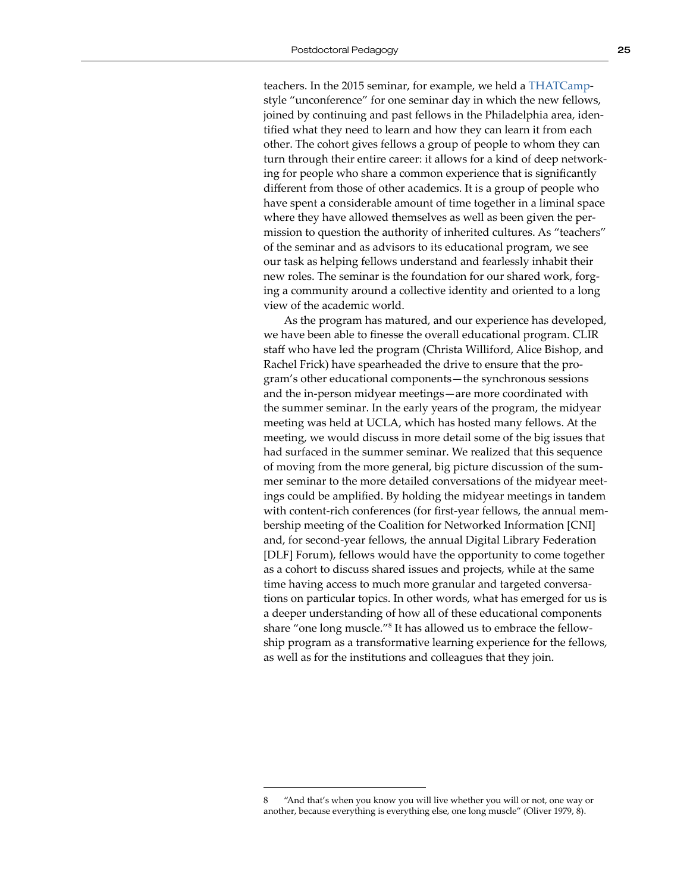teachers. In the 2015 seminar, for example, we held a THATCamp-style "unconference" for one seminar day in which the new fellows, joined by continuing and past fellows in the Philadelphia area, identified what they need to learn and how they can learn it from each other. The cohort gives fellows a group of people to whom they can turn through their entire career: it allows for a kind of deep networking for people who share a common experience that is significantly different from those of other academics. It is a group of people who have spent a considerable amount of time together in a liminal space where they have allowed themselves as well as been given the permission to question the authority of inherited cultures. As "teachers" of the seminar and as advisors to its educational program, we see our task as helping fellows understand and fearlessly inhabit their new roles. The seminar is the foundation for our shared work, forging a community around a collective identity and oriented to a long view of the academic world.

As the program has matured, and our experience has developed, we have been able to finesse the overall educational program. CLIR staff who have led the program (Christa Williford, Alice Bishop, and Rachel Frick) have spearheaded the drive to ensure that the program's other educational components—the synchronous sessions and the in-person midyear meetings—are more coordinated with the summer seminar. In the early years of the program, the midyear meeting was held at UCLA, which has hosted many fellows. At the meeting, we would discuss in more detail some of the big issues that had surfaced in the summer seminar. We realized that this sequence of moving from the more general, big picture discussion of the summer seminar to the more detailed conversations of the midyear meetings could be amplified. By holding the midyear meetings in tandem with content-rich conferences (for first-year fellows, the annual membership meeting of the Coalition for Networked Information [CNI] and, for second-year fellows, the annual Digital Library Federation [DLF] Forum), fellows would have the opportunity to come together as a cohort to discuss shared issues and projects, while at the same time having access to much more granular and targeted conversations on particular topics. In other words, what has emerged for us is a deeper understanding of how all of these educational components share "one long muscle."[8] It has allowed us to embrace the fellowship program as a transformative learning experience for the fellows, as well as for the institutions and colleagues that they join.

---

8 "And that's when you know you will live whether you will or not, one way or another, because everything is everything else, one long muscle" (Oliver 1979, 8).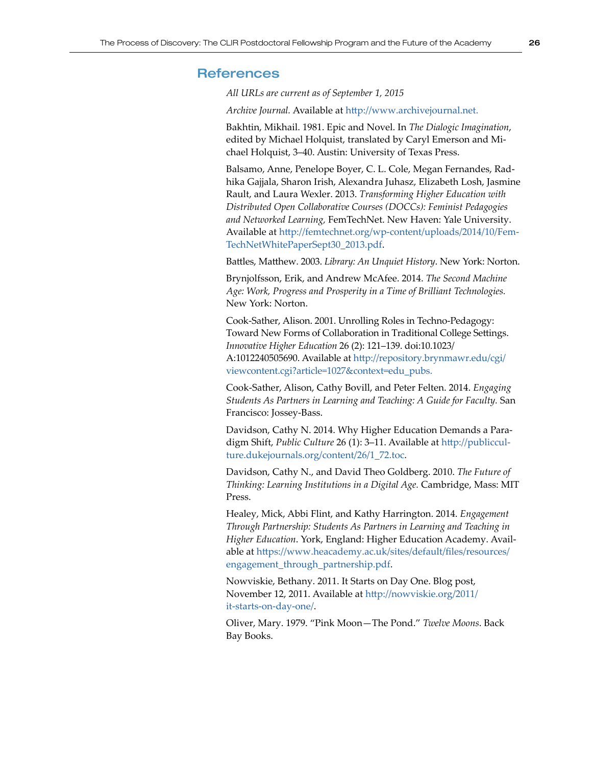## References

*All URLs are current as of September 1, 2015*

*Archive Journal.* Available at http://www.archivejournal.net.

Bakhtin, Mikhail. 1981. Epic and Novel. In *The Dialogic Imagination*, edited by Michael Holquist, translated by Caryl Emerson and Michael Holquist, 3–40. Austin: University of Texas Press.

Balsamo, Anne, Penelope Boyer, C. L. Cole, Megan Fernandes, Radhika Gajjala, Sharon Irish, Alexandra Juhasz, Elizabeth Losh, Jasmine Rault, and Laura Wexler. 2013. *Transforming Higher Education with Distributed Open Collaborative Courses (DOCCs): Feminist Pedagogies and Networked Learning,* FemTechNet. New Haven: Yale University. Available at http://femtechnet.org/wp-content/uploads/2014/10/FemTechNetWhitePaperSept30_2013.pdf.

Battles, Matthew. 2003. *Library: An Unquiet History*. New York: Norton.

Brynjolfsson, Erik, and Andrew McAfee. 2014. *The Second Machine Age: Work, Progress and Prosperity in a Time of Brilliant Technologies.* New York: Norton.

Cook-Sather, Alison. 2001. Unrolling Roles in Techno-Pedagogy: Toward New Forms of Collaboration in Traditional College Settings. *Innovative Higher Education* 26 (2): 121–139. doi:10.1023/A:1012240505690. Available at http://repository.brynmawr.edu/cgi/viewcontent.cgi?article=1027&context=edu_pubs.

Cook-Sather, Alison, Cathy Bovill, and Peter Felten. 2014. *Engaging Students As Partners in Learning and Teaching: A Guide for Faculty.* San Francisco: Jossey-Bass.

Davidson, Cathy N. 2014. Why Higher Education Demands a Paradigm Shift, *Public Culture* 26 (1): 3–11. Available at http://publicculture.dukejournals.org/content/26/1_72.toc.

Davidson, Cathy N., and David Theo Goldberg. 2010. *The Future of Thinking: Learning Institutions in a Digital Age.* Cambridge, Mass: MIT Press.

Healey, Mick, Abbi Flint, and Kathy Harrington. 2014. *Engagement Through Partnership: Students As Partners in Learning and Teaching in Higher Education*. York, England: Higher Education Academy. Available at https://www.heacademy.ac.uk/sites/default/files/resources/engagement_through_partnership.pdf.

Nowviskie, Bethany. 2011. It Starts on Day One. Blog post, November 12, 2011. Available at http://nowviskie.org/2011/it-starts-on-day-one/.

Oliver, Mary. 1979. "Pink Moon—The Pond." *Twelve Moons*. Back Bay Books.